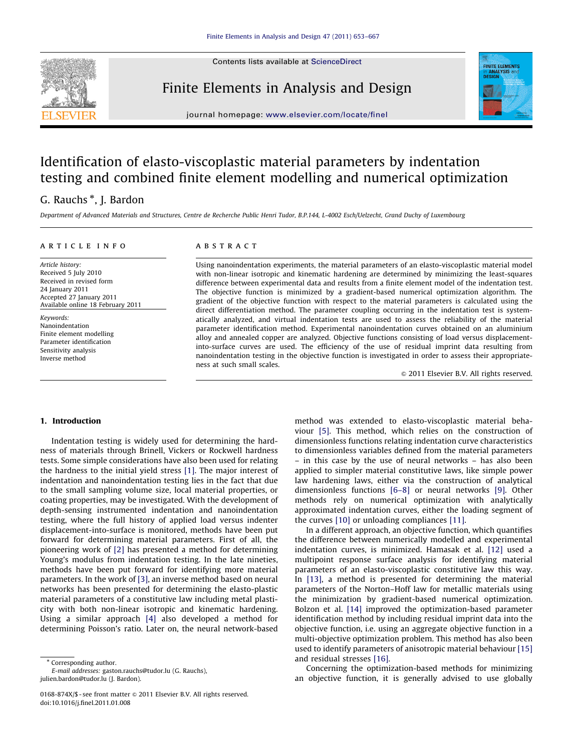Contents lists available at ScienceDirect

# Finite Elements in Analysis and Design

journal homepage: www.elsevier.com/locate/finel

# Identification of elasto-viscoplastic material parameters by indentation testing and combined finite element modelling and numerical optimization

G. Rauchs *, J. Bardon

*Department of Advanced Materials and Structures, Centre de Recherche Public Henri Tudor, B.P.144, L-4002 Esch/Uelzecht, Grand Duchy of Luxembourg*

**ARTICLE INFO**

*Article history:*
Received 5 July 2010
Received in revised form
24 January 2011
Accepted 27 January 2011
Available online 18 February 2011

*Keywords:*
Nanoindentation
Finite element modelling
Parameter identification
Sensitivity analysis
Inverse method

**ABSTRACT**

Using nanoindentation experiments, the material parameters of an elasto-viscoplastic material model with non-linear isotropic and kinematic hardening are determined by minimizing the least-squares difference between experimental data and results from a finite element model of the indentation test. The objective function is minimized by a gradient-based numerical optimization algorithm. The gradient of the objective function with respect to the material parameters is calculated using the direct differentiation method. The parameter coupling occurring in the indentation test is systematically analyzed, and virtual indentation tests are used to assess the reliability of the material parameter identification method. Experimental nanoindentation curves obtained on an aluminium alloy and annealed copper are analyzed. Objective functions consisting of load versus displacement-into-surface curves are used. The efficiency of the use of residual imprint data resulting from nanoindentation testing in the objective function is investigated in order to assess their appropriateness at such small scales.

© 2011 Elsevier B.V. All rights reserved.

## 1. Introduction

Indentation testing is widely used for determining the hardness of materials through Brinell, Vickers or Rockwell hardness tests. Some simple considerations have also been used for relating the hardness to the initial yield stress [1]. The major interest of indentation and nanoindentation testing lies in the fact that due to the small sampling volume size, local material properties, or coating properties, may be investigated. With the development of depth-sensing instrumented indentation and nanoindentation testing, where the full history of applied load versus indenter displacement-into-surface is monitored, methods have been put forward for determining material parameters. First of all, the pioneering work of [2] has presented a method for determining Young's modulus from indentation testing. In the late nineties, methods have been put forward for identifying more material parameters. In the work of [3], an inverse method based on neural networks has been presented for determining the elasto-plastic material parameters of a constitutive law including metal plasticity with both non-linear isotropic and kinematic hardening. Using a similar approach [4] also developed a method for determining Poisson's ratio. Later on, the neural network-based method was extended to elasto-viscoplastic material behaviour [5]. This method, which relies on the construction of dimensionless functions relating indentation curve characteristics to dimensionless variables defined from the material parameters – in this case by the use of neural networks – has also been applied to simpler material constitutive laws, like simple power law hardening laws, either via the construction of analytical dimensionless functions [6–8] or neural networks [9]. Other methods rely on numerical optimization with analytically approximated indentation curves, either the loading segment of the curves [10] or unloading compliances [11].

In a different approach, an objective function, which quantifies the difference between numerically modelled and experimental indentation curves, is minimized. Hamasak et al. [12] used a multipoint response surface analysis for identifying material parameters of an elasto-viscoplastic constitutive law this way. In [13], a method is presented for determining the material parameters of the Norton–Hoff law for metallic materials using the minimization by gradient-based numerical optimization. Bolzon et al. [14] improved the optimization-based parameter identification method by including residual imprint data into the objective function, i.e. using an aggregate objective function in a multi-objective optimization problem. This method has also been used to identify parameters of anisotropic material behaviour [15] and residual stresses [16].

Concerning the optimization-based methods for minimizing an objective function, it is generally advised to use globally

* Corresponding author.
E-mail addresses: gaston.rauchs@tudor.lu (G. Rauchs), julien.bardon@tudor.lu (J. Bardon).

0168-874X/$ - see front matter © 2011 Elsevier B.V. All rights reserved.
doi:10.1016/j.finel.2011.01.008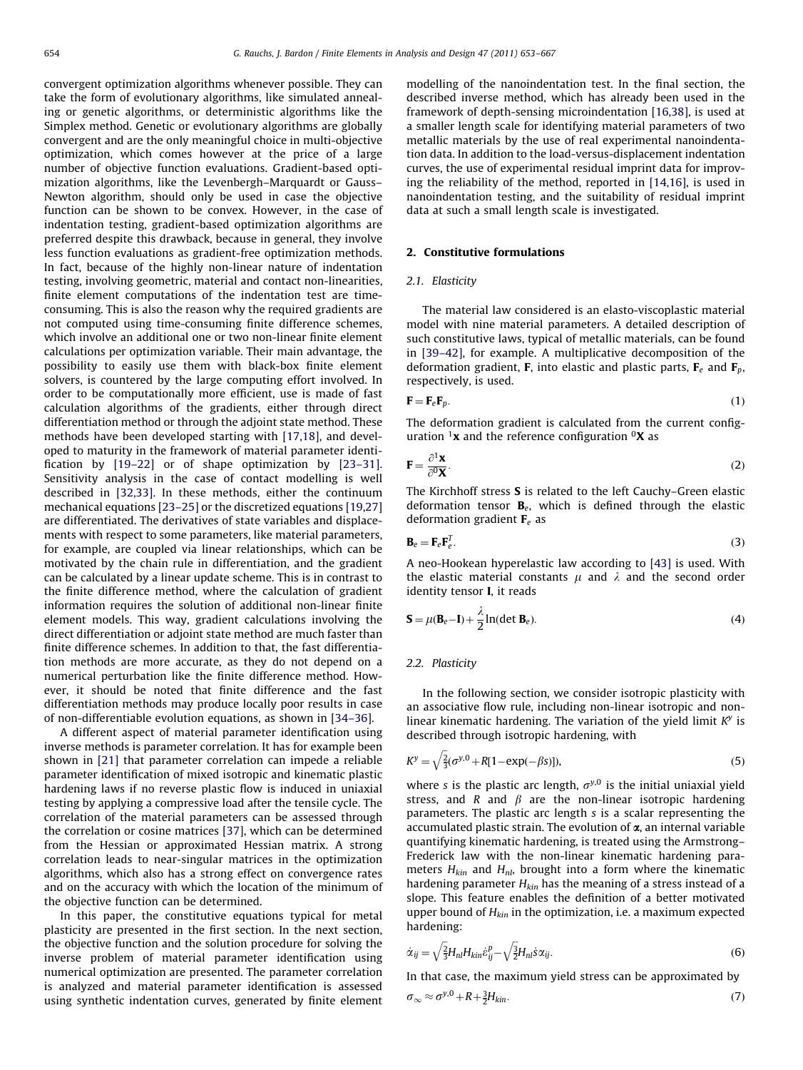convergent optimization algorithms whenever possible. They can take the form of evolutionary algorithms, like simulated annealing or genetic algorithms, or deterministic algorithms like the Simplex method. Genetic or evolutionary algorithms are globally convergent and are the only meaningful choice in multi-objective optimization, which comes however at the price of a large number of objective function evaluations. Gradient-based optimization algorithms, like the Levenbergh–Marquardt or Gauss–Newton algorithm, should only be used in case the objective function can be shown to be convex. However, in the case of indentation testing, gradient-based optimization algorithms are preferred despite this drawback, because in general, they involve less function evaluations as gradient-free optimization methods. In fact, because of the highly non-linear nature of indentation testing, involving geometric, material and contact non-linearities, finite element computations of the indentation test are time-consuming. This is also the reason why the required gradients are not computed using time-consuming finite difference schemes, which involve an additional one or two non-linear finite element calculations per optimization variable. Their main advantage, the possibility to easily use them with black-box finite element solvers, is countered by the large computing effort involved. In order to be computationally more efficient, use is made of fast calculation algorithms of the gradients, either through direct differentiation method or through the adjoint state method. These methods have been developed starting with [17,18], and developed to maturity in the framework of material parameter identification by [19–22] or of shape optimization by [23–31]. Sensitivity analysis in the case of contact modelling is well described in [32,33]. In these methods, either the continuum mechanical equations [23–25] or the discretized equations [19,27] are differentiated. The derivatives of state variables and displacements with respect to some parameters, like material parameters, for example, are coupled via linear relationships, which can be motivated by the chain rule in differentiation, and the gradient can be calculated by a linear update scheme. This is in contrast to the finite difference method, where the calculation of gradient information requires the solution of additional non-linear finite element models. This way, gradient calculations involving the direct differentiation or adjoint state method are much faster than finite difference schemes. In addition to that, the fast differentiation methods are more accurate, as they do not depend on a numerical perturbation like the finite difference method. However, it should be noted that finite difference and the fast differentiation methods may produce locally poor results in case of non-differentiable evolution equations, as shown in [34–36].

A different aspect of material parameter identification using inverse methods is parameter correlation. It has for example been shown in [21] that parameter correlation can impede a reliable parameter identification of mixed isotropic and kinematic plastic hardening laws if no reverse plastic flow is induced in uniaxial testing by applying a compressive load after the tensile cycle. The correlation of the material parameters can be assessed through the correlation or cosine matrices [37], which can be determined from the Hessian or approximated Hessian matrix. A strong correlation leads to near-singular matrices in the optimization algorithms, which also has a strong effect on convergence rates and on the accuracy with which the location of the minimum of the objective function can be determined.

In this paper, the constitutive equations typical for metal plasticity are presented in the first section. In the next section, the objective function and the solution procedure for solving the inverse problem of material parameter identification using numerical optimization are presented. The parameter correlation is analyzed and material parameter identification is assessed using synthetic indentation curves, generated by finite element modelling of the nanoindentation test. In the final section, the described inverse method, which has already been used in the framework of depth-sensing microindentation [16,38], is used at a smaller length scale for identifying material parameters of two metallic materials by the use of real experimental nanoindentation data. In addition to the load-versus-displacement indentation curves, the use of experimental residual imprint data for improving the reliability of the method, reported in [14,16], is used in nanoindentation testing, and the suitability of residual imprint data at such a small length scale is investigated.

## 2. Constitutive formulations

### 2.1. Elasticity

The material law considered is an elasto-viscoplastic material model with nine material parameters. A detailed description of such constitutive laws, typical of metallic materials, can be found in [39–42], for example. A multiplicative decomposition of the deformation gradient, $\mathbf{F}$, into elastic and plastic parts, $\mathbf{F}_e$ and $\mathbf{F}_p$, respectively, is used.

$$\mathbf{F} = \mathbf{F}_e \mathbf{F}_p. \tag{1}$$

The deformation gradient is calculated from the current configuration ${}^1\mathbf{x}$ and the reference configuration ${}^0\mathbf{X}$ as

$$\mathbf{F} = \frac{\partial {}^1\mathbf{x}}{\partial {}^0\mathbf{X}}. \tag{2}$$

The Kirchhoff stress $\mathbf{S}$ is related to the left Cauchy–Green elastic deformation tensor $\mathbf{B}_e$, which is defined through the elastic deformation gradient $\mathbf{F}_e$ as

$$\mathbf{B}_e = \mathbf{F}_e \mathbf{F}_e^T. \tag{3}$$

A neo-Hookean hyperelastic law according to [43] is used. With the elastic material constants $\mu$ and $\lambda$ and the second order identity tensor $\mathbf{I}$, it reads

$$\mathbf{S} = \mu(\mathbf{B}_e - \mathbf{I}) + \frac{\lambda}{2}\ln(\det \mathbf{B}_e). \tag{4}$$

### 2.2. Plasticity

In the following section, we consider isotropic plasticity with an associative flow rule, including non-linear isotropic and non-linear kinematic hardening. The variation of the yield limit $K^y$ is described through isotropic hardening, with

$$K^y = \sqrt{\tfrac{2}{3}}(\sigma^{y,0} + R[1 - \exp(-\beta s)]), \tag{5}$$

where $s$ is the plastic arc length, $\sigma^{y,0}$ is the initial uniaxial yield stress, and $R$ and $\beta$ are the non-linear isotropic hardening parameters. The plastic arc length $s$ is a scalar representing the accumulated plastic strain. The evolution of $\boldsymbol{\alpha}$, an internal variable quantifying kinematic hardening, is treated using the Armstrong–Frederick law with the non-linear kinematic hardening parameters $H_{kin}$ and $H_{nl}$, brought into a form where the kinematic hardening parameter $H_{kin}$ has the meaning of a stress instead of a slope. This feature enables the definition of a better motivated upper bound of $H_{kin}$ in the optimization, i.e. a maximum expected hardening:

$$\dot{\alpha}_{ij} = \sqrt{\tfrac{2}{3}} H_{nl} H_{kin} \dot{\varepsilon}_{ij}^p - \sqrt{\tfrac{3}{2}} H_{nl} \dot{s} \alpha_{ij}. \tag{6}$$

In that case, the maximum yield stress can be approximated by

$$\sigma_\infty \approx \sigma^{y,0} + R + \tfrac{3}{2} H_{kin}. \tag{7}$$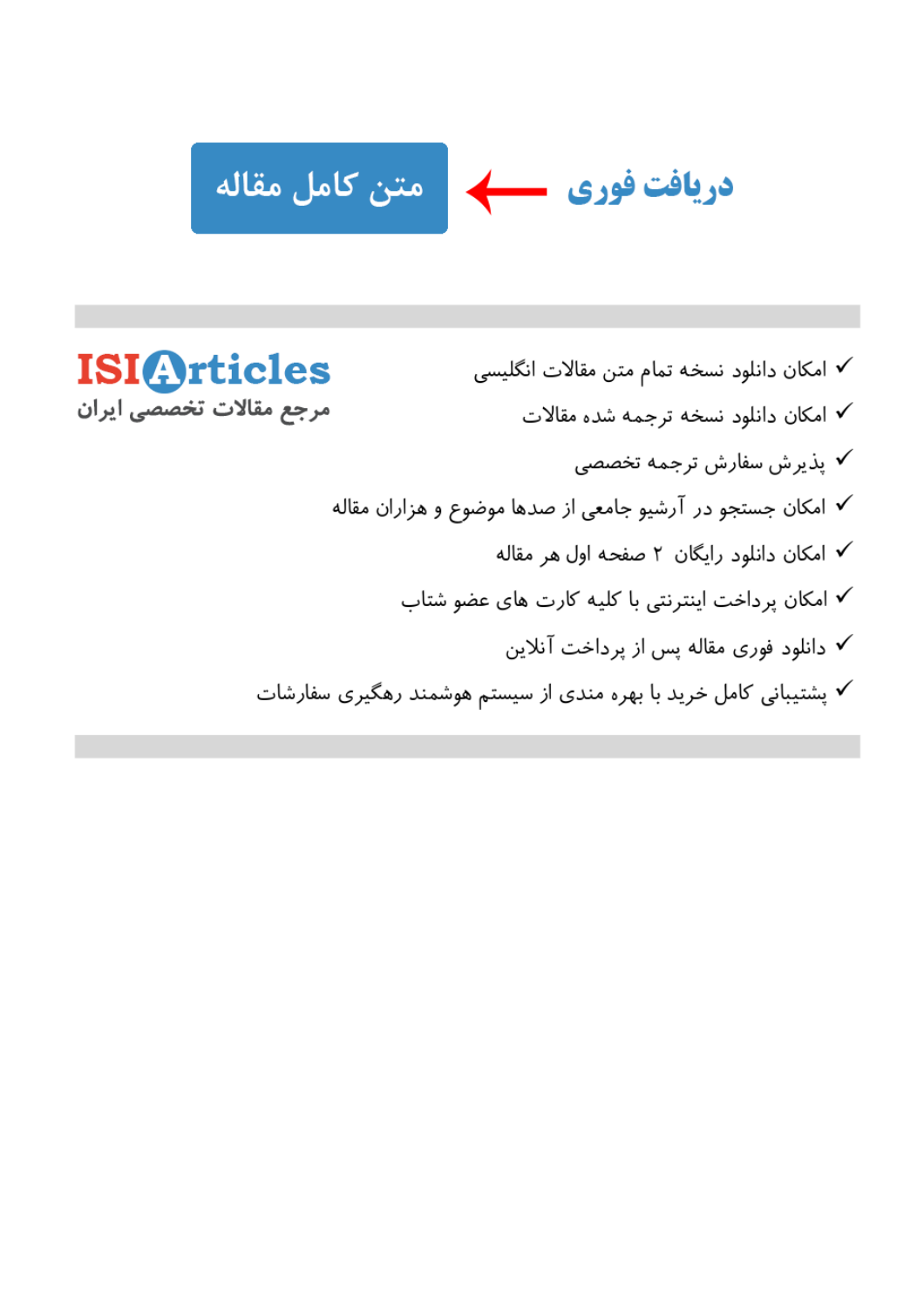دریافت فوری ← **متن کامل مقاله**

---

**ISIArticles**
مرجع مقالات تخصصی ایران

- ✓ امکان دانلود نسخه تمام متن مقالات انگلیسی
- ✓ امکان دانلود نسخه ترجمه شده مقالات
- ✓ پذیرش سفارش ترجمه تخصصی
- ✓ امکان جستجو در آرشیو جامعی از صدها موضوع و هزاران مقاله
- ✓ امکان دانلود رایگان ۲ صفحه اول هر مقاله
- ✓ امکان پرداخت اینترنتی با کلیه کارت های عضو شتاب
- ✓ دانلود فوری مقاله پس از پرداخت آنلاین
- ✓ پشتیبانی کامل خرید با بهره مندی از سیستم هوشمند رهگیری سفارشات

---